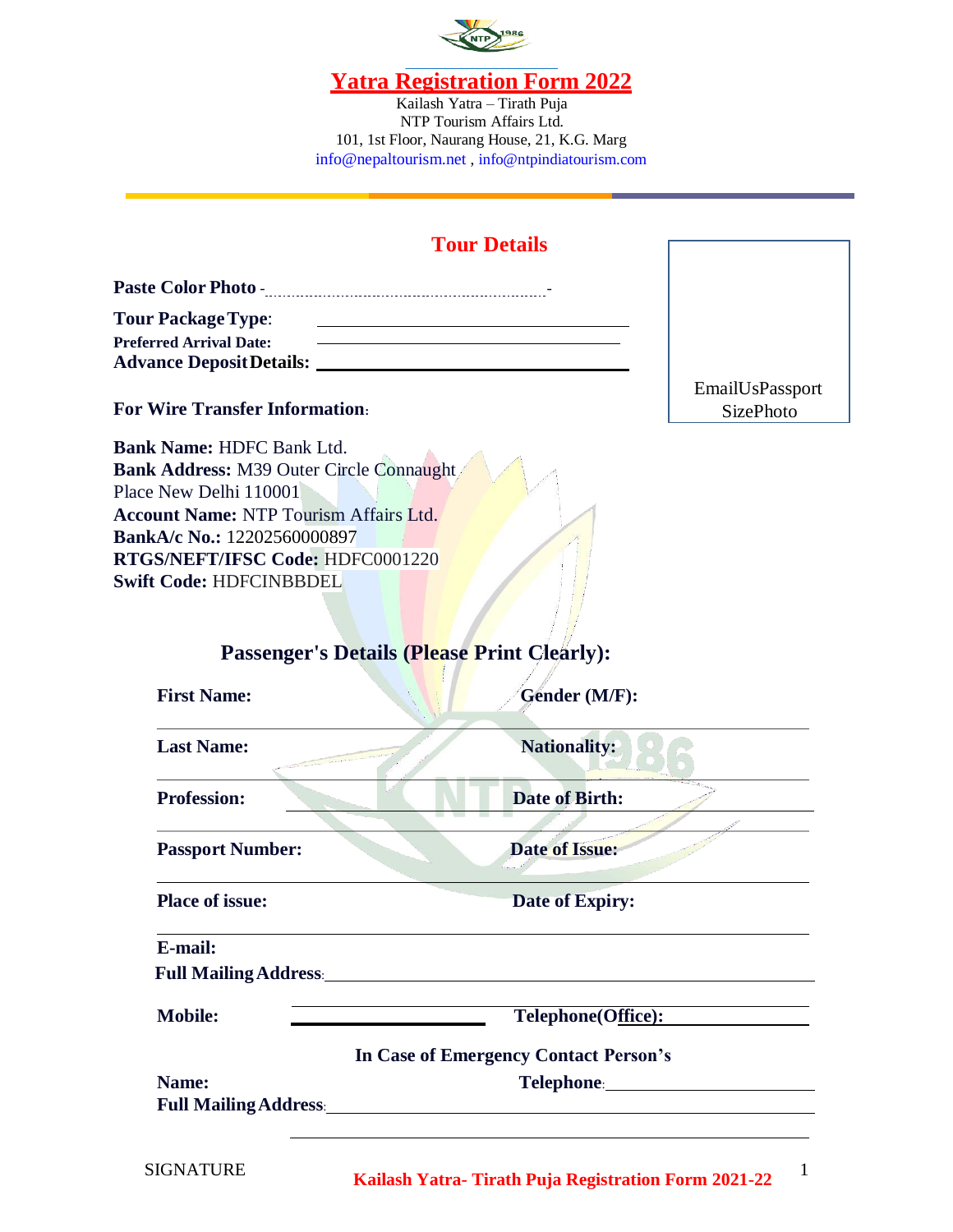# Yatra Registration Form 2022

Kailash Yatra – Tirath Puja
NTP Tourism Affairs Ltd.
101, 1st Floor, Naurang House, 21, K.G. Marg
info@nepaltourism.net , info@ntpindiatourism.com

## Tour Details

**Paste Color Photo** -..........................................................................-

**Tour Package Type**: ________________________________

**Preferred Arrival Date:** ________________________________

**Advance Deposit Details:** ________________________________

Email Us Passport Size Photo

**For Wire Transfer Information**:

**Bank Name:** HDFC Bank Ltd.
**Bank Address:** M39 Outer Circle Connaught Place New Delhi 110001
**Account Name:** NTP Tourism Affairs Ltd.
**BankA/c No.:** 12202560000897
**RTGS/NEFT/IFSC Code:** HDFC0001220
**Swift Code:** HDFCINBBDEL

## Passenger's Details (Please Print Clearly):

**First Name:** ________________ **Gender (M/F):** ________________

**Last Name:** ________________ **Nationality:** ________________

**Profession:** ________________ **Date of Birth:** ________________

**Passport Number:** ________________ **Date of Issue:** ________________

**Place of issue:** ________________ **Date of Expiry:** ________________

**E-mail:** ________________________________

**Full Mailing Address**: ________________________________

**Mobile:** ________________ **Telephone(Office):** ________________

**In Case of Emergency Contact Person's**

**Name:** ________________ **Telephone**: ________________

**Full Mailing Address**: ________________________________

________________________________

SIGNATURE

**Kailash Yatra- Tirath Puja Registration Form 2021-22**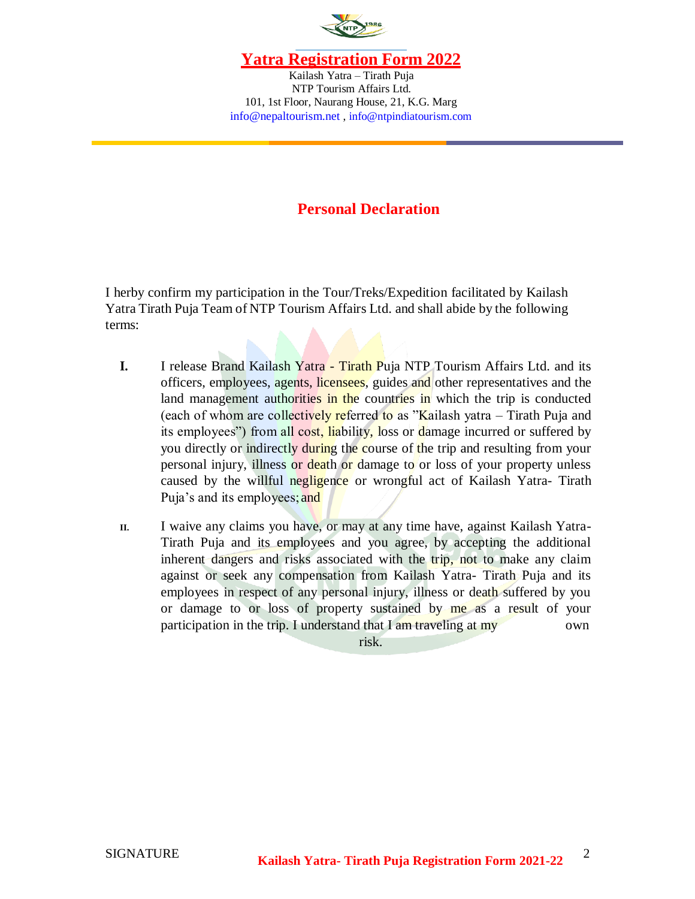# Yatra Registration Form 2022

Kailash Yatra – Tirath Puja
NTP Tourism Affairs Ltd.
101, 1st Floor, Naurang House, 21, K.G. Marg
info@nepaltourism.net , info@ntpindiatourism.com

## Personal Declaration

I herby confirm my participation in the Tour/Treks/Expedition facilitated by Kailash Yatra Tirath Puja Team of NTP Tourism Affairs Ltd. and shall abide by the following terms:

- **I.** I release Brand Kailash Yatra - Tirath Puja NTP Tourism Affairs Ltd. and its officers, employees, agents, licensees, guides and other representatives and the land management authorities in the countries in which the trip is conducted (each of whom are collectively referred to as "Kailash yatra – Tirath Puja and its employees") from all cost, liability, loss or damage incurred or suffered by you directly or indirectly during the course of the trip and resulting from your personal injury, illness or death or damage to or loss of your property unless caused by the willful negligence or wrongful act of Kailash Yatra- Tirath Puja's and its employees; and

- **II.** I waive any claims you have, or may at any time have, against Kailash Yatra- Tirath Puja and its employees and you agree, by accepting the additional inherent dangers and risks associated with the trip, not to make any claim against or seek any compensation from Kailash Yatra- Tirath Puja and its employees in respect of any personal injury, illness or death suffered by you or damage to or loss of property sustained by me as a result of your participation in the trip. I understand that I am traveling at my own risk.

SIGNATURE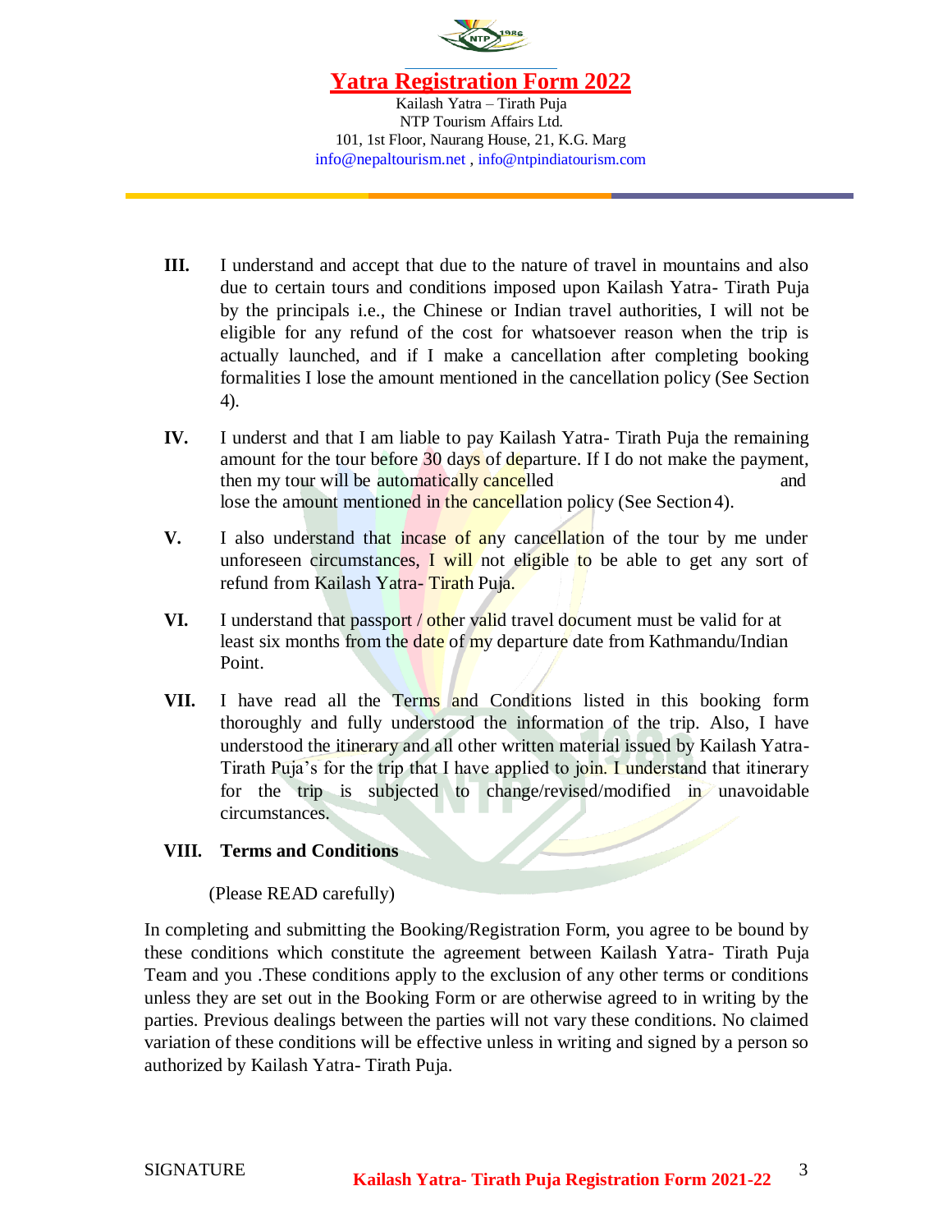III. I understand and accept that due to the nature of travel in mountains and also due to certain tours and conditions imposed upon Kailash Yatra- Tirath Puja by the principals i.e., the Chinese or Indian travel authorities, I will not be eligible for any refund of the cost for whatsoever reason when the trip is actually launched, and if I make a cancellation after completing booking formalities I lose the amount mentioned in the cancellation policy (See Section 4).

IV. I underst and that I am liable to pay Kailash Yatra- Tirath Puja the remaining amount for the tour before 30 days of departure. If I do not make the payment, then my tour will be automatically cancelled and lose the amount mentioned in the cancellation policy (See Section 4).

V. I also understand that incase of any cancellation of the tour by me under unforeseen circumstances, I will not eligible to be able to get any sort of refund from Kailash Yatra- Tirath Puja.

VI. I understand that passport / other valid travel document must be valid for at least six months from the date of my departure date from Kathmandu/Indian Point.

VII. I have read all the Terms and Conditions listed in this booking form thoroughly and fully understood the information of the trip. Also, I have understood the itinerary and all other written material issued by Kailash Yatra- Tirath Puja's for the trip that I have applied to join. I understand that itinerary for the trip is subjected to change/revised/modified in unavoidable circumstances.

**VIII. Terms and Conditions**

(Please READ carefully)

In completing and submitting the Booking/Registration Form, you agree to be bound by these conditions which constitute the agreement between Kailash Yatra- Tirath Puja Team and you .These conditions apply to the exclusion of any other terms or conditions unless they are set out in the Booking Form or are otherwise agreed to in writing by the parties. Previous dealings between the parties will not vary these conditions. No claimed variation of these conditions will be effective unless in writing and signed by a person so authorized by Kailash Yatra- Tirath Puja.

SIGNATURE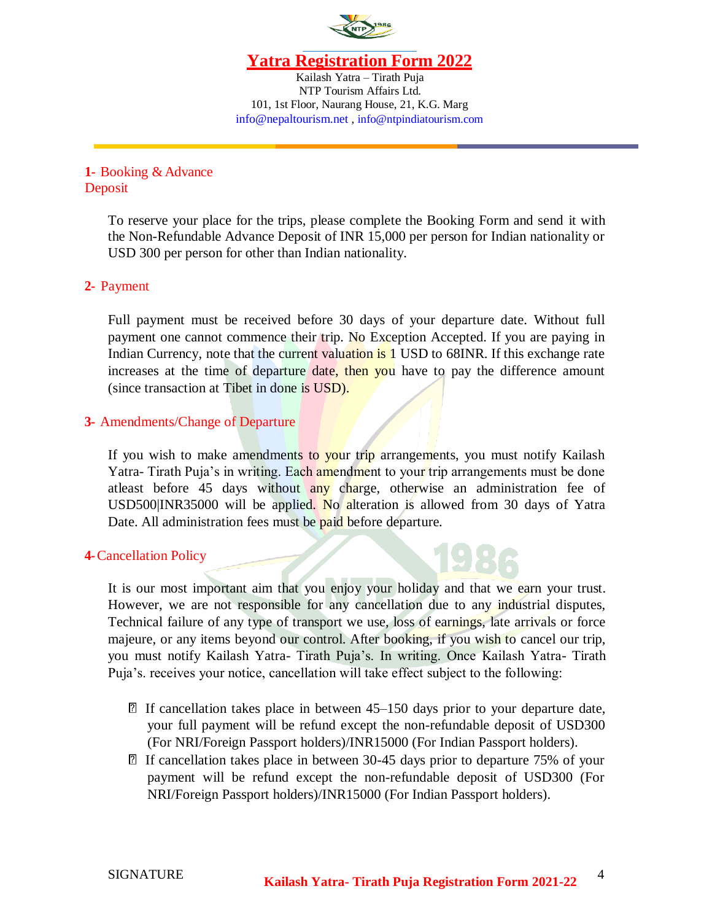# Yatra Registration Form 2022

Kailash Yatra – Tirath Puja
NTP Tourism Affairs Ltd.
101, 1st Floor, Naurang House, 21, K.G. Marg
info@nepaltourism.net , info@ntpindiatourism.com

## 1- Booking & Advance Deposit

To reserve your place for the trips, please complete the Booking Form and send it with the Non-Refundable Advance Deposit of INR 15,000 per person for Indian nationality or USD 300 per person for other than Indian nationality.

## 2- Payment

Full payment must be received before 30 days of your departure date. Without full payment one cannot commence their trip. No Exception Accepted. If you are paying in Indian Currency, note that the current valuation is 1 USD to 68INR. If this exchange rate increases at the time of departure date, then you have to pay the difference amount (since transaction at Tibet in done is USD).

## 3- Amendments/Change of Departure

If you wish to make amendments to your trip arrangements, you must notify Kailash Yatra- Tirath Puja's in writing. Each amendment to your trip arrangements must be done atleast before 45 days without any charge, otherwise an administration fee of USD500|INR35000 will be applied. No alteration is allowed from 30 days of Yatra Date. All administration fees must be paid before departure.

## 4-Cancellation Policy

It is our most important aim that you enjoy your holiday and that we earn your trust. However, we are not responsible for any cancellation due to any industrial disputes, Technical failure of any type of transport we use, loss of earnings, late arrivals or force majeure, or any items beyond our control. After booking, if you wish to cancel our trip, you must notify Kailash Yatra- Tirath Puja's. In writing. Once Kailash Yatra- Tirath Puja's. receives your notice, cancellation will take effect subject to the following:

- If cancellation takes place in between 45–150 days prior to your departure date, your full payment will be refund except the non-refundable deposit of USD300 (For NRI/Foreign Passport holders)/INR15000 (For Indian Passport holders).
- If cancellation takes place in between 30-45 days prior to departure 75% of your payment will be refund except the non-refundable deposit of USD300 (For NRI/Foreign Passport holders)/INR15000 (For Indian Passport holders).

SIGNATURE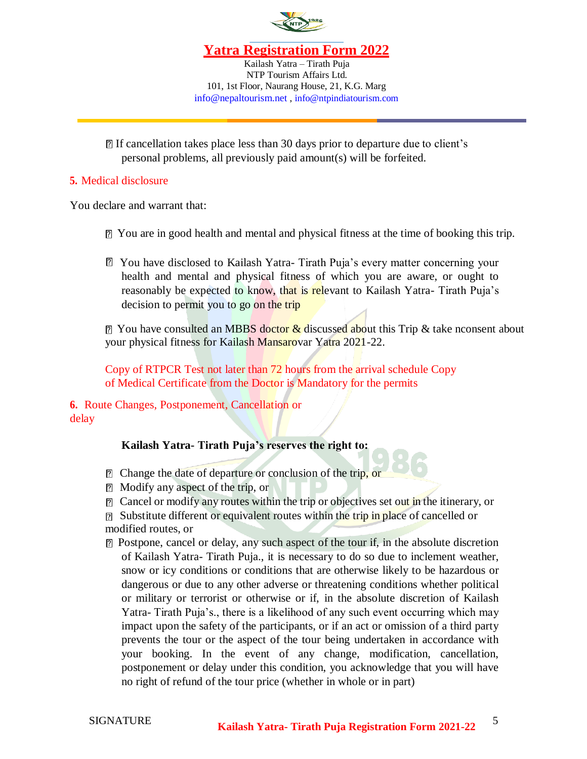- If cancellation takes place less than 30 days prior to departure due to client's personal problems, all previously paid amount(s) will be forfeited.

## 5. Medical disclosure

You declare and warrant that:

- You are in good health and mental and physical fitness at the time of booking this trip.
- You have disclosed to Kailash Yatra- Tirath Puja's every matter concerning your health and mental and physical fitness of which you are aware, or ought to reasonably be expected to know, that is relevant to Kailash Yatra- Tirath Puja's decision to permit you to go on the trip
- You have consulted an MBBS doctor & discussed about this Trip & take nconsent about your physical fitness for Kailash Mansarovar Yatra 2021-22.

Copy of RTPCR Test not later than 72 hours from the arrival schedule Copy of Medical Certificate from the Doctor is Mandatory for the permits

## 6. Route Changes, Postponement, Cancellation or delay

**Kailash Yatra- Tirath Puja's reserves the right to:**

- Change the date of departure or conclusion of the trip, or
- Modify any aspect of the trip, or
- Cancel or modify any routes within the trip or objectives set out in the itinerary, or
- Substitute different or equivalent routes within the trip in place of cancelled or modified routes, or
- Postpone, cancel or delay, any such aspect of the tour if, in the absolute discretion of Kailash Yatra- Tirath Puja., it is necessary to do so due to inclement weather, snow or icy conditions or conditions that are otherwise likely to be hazardous or dangerous or due to any other adverse or threatening conditions whether political or military or terrorist or otherwise or if, in the absolute discretion of Kailash Yatra- Tirath Puja's., there is a likelihood of any such event occurring which may impact upon the safety of the participants, or if an act or omission of a third party prevents the tour or the aspect of the tour being undertaken in accordance with your booking. In the event of any change, modification, cancellation, postponement or delay under this condition, you acknowledge that you will have no right of refund of the tour price (whether in whole or in part)

SIGNATURE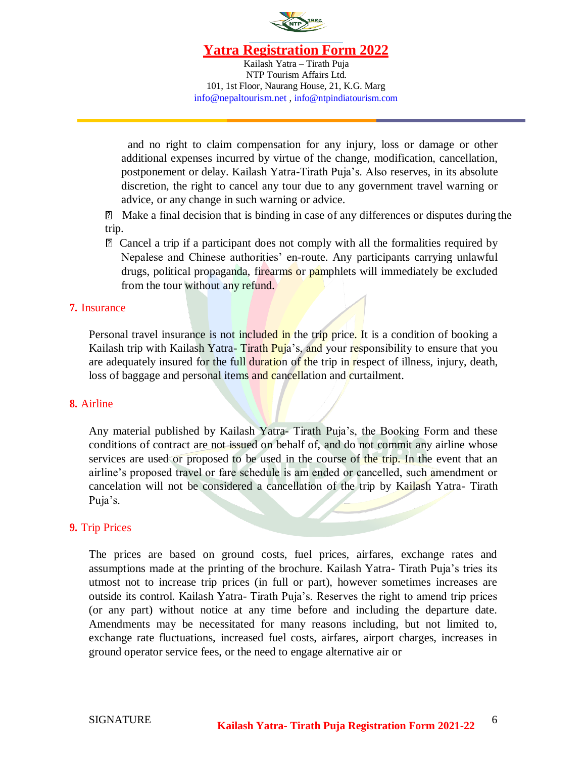and no right to claim compensation for any injury, loss or damage or other additional expenses incurred by virtue of the change, modification, cancellation, postponement or delay. Kailash Yatra-Tirath Puja's. Also reserves, in its absolute discretion, the right to cancel any tour due to any government travel warning or advice, or any change in such warning or advice.

- Make a final decision that is binding in case of any differences or disputes during the trip.
- Cancel a trip if a participant does not comply with all the formalities required by Nepalese and Chinese authorities' en-route. Any participants carrying unlawful drugs, political propaganda, firearms or pamphlets will immediately be excluded from the tour without any refund.

## 7. Insurance

Personal travel insurance is not included in the trip price. It is a condition of booking a Kailash trip with Kailash Yatra- Tirath Puja's, and your responsibility to ensure that you are adequately insured for the full duration of the trip in respect of illness, injury, death, loss of baggage and personal items and cancellation and curtailment.

## 8. Airline

Any material published by Kailash Yatra- Tirath Puja's, the Booking Form and these conditions of contract are not issued on behalf of, and do not commit any airline whose services are used or proposed to be used in the course of the trip. In the event that an airline's proposed travel or fare schedule is am ended or cancelled, such amendment or cancelation will not be considered a cancellation of the trip by Kailash Yatra- Tirath Puja's.

## 9. Trip Prices

The prices are based on ground costs, fuel prices, airfares, exchange rates and assumptions made at the printing of the brochure. Kailash Yatra- Tirath Puja's tries its utmost not to increase trip prices (in full or part), however sometimes increases are outside its control. Kailash Yatra- Tirath Puja's. Reserves the right to amend trip prices (or any part) without notice at any time before and including the departure date. Amendments may be necessitated for many reasons including, but not limited to, exchange rate fluctuations, increased fuel costs, airfares, airport charges, increases in ground operator service fees, or the need to engage alternative air or

SIGNATURE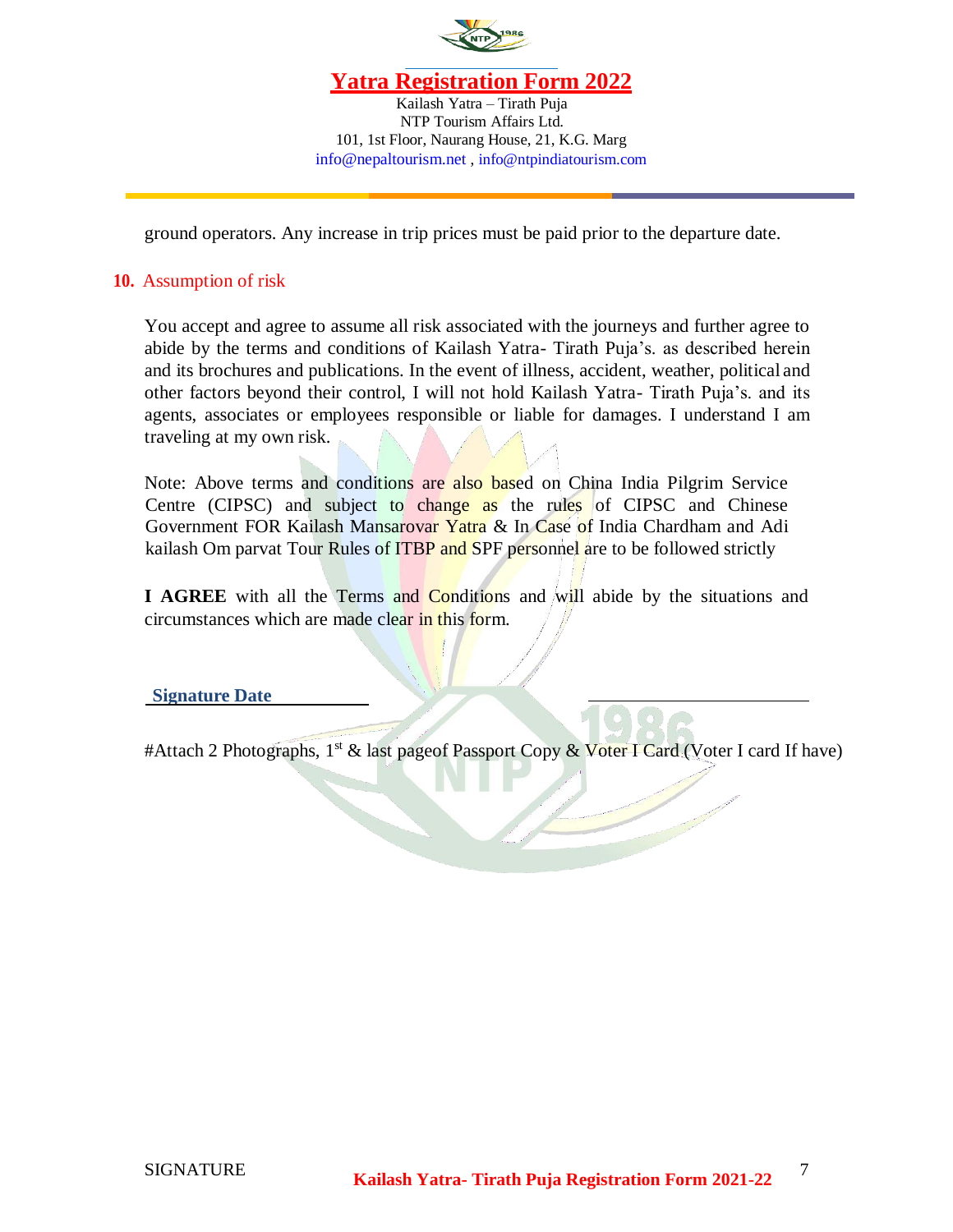ground operators. Any increase in trip prices must be paid prior to the departure date.

**10.** Assumption of risk

You accept and agree to assume all risk associated with the journeys and further agree to abide by the terms and conditions of Kailash Yatra- Tirath Puja's. as described herein and its brochures and publications. In the event of illness, accident, weather, political and other factors beyond their control, I will not hold Kailash Yatra- Tirath Puja's. and its agents, associates or employees responsible or liable for damages. I understand I am traveling at my own risk.

Note: Above terms and conditions are also based on China India Pilgrim Service Centre (CIPSC) and subject to change as the rules of CIPSC and Chinese Government FOR Kailash Mansarovar Yatra & In Case of India Chardham and Adi kailash Om parvat Tour Rules of ITBP and SPF personnel are to be followed strictly

**I AGREE** with all the Terms and Conditions and will abide by the situations and circumstances which are made clear in this form.

**Signature Date** ____________________  ____________________

#Attach 2 Photographs, 1st & last pageof Passport Copy & Voter I Card (Voter I card If have)

SIGNATURE